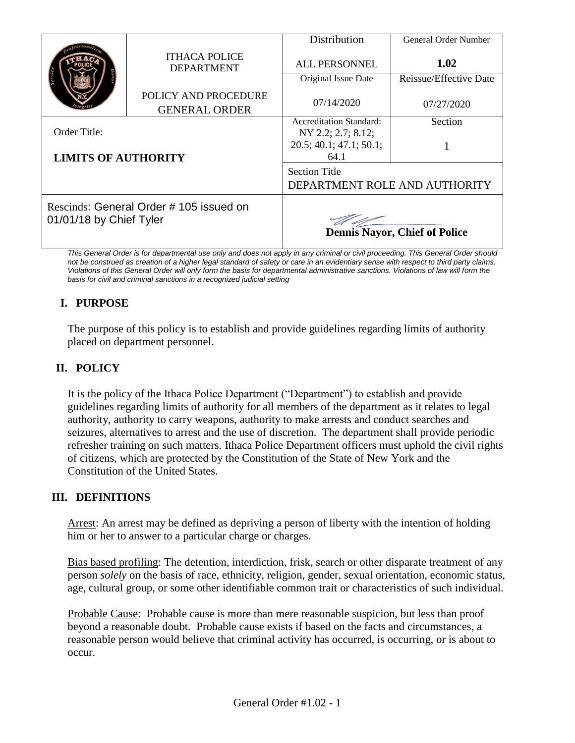| | ITHACA POLICE DEPARTMENT | Distribution | General Order Number |
|---|---|---|---|
| | | ALL PERSONNEL | **1.02** |
| | POLICY AND PROCEDURE GENERAL ORDER | Original Issue Date | Reissue/Effective Date |
| | | 07/14/2020 | 07/27/2020 |
| Order Title: **LIMITS OF AUTHORITY** | | Accreditation Standard: NY 2.2; 2.7; 8.12; 20.5; 40.1; 47.1; 50.1; 64.1 | Section 1 |
| | | Section Title DEPARTMENT ROLE AND AUTHORITY | |
| Rescinds: General Order # 105 issued on 01/01/18 by Chief Tyler | | **Dennis Nayor, Chief of Police** | |

*This General Order is for departmental use only and does not apply in any criminal or civil proceeding. This General Order should not be construed as creation of a higher legal standard of safety or care in an evidentiary sense with respect to third party claims. Violations of this General Order will only form the basis for departmental administrative sanctions. Violations of law will form the basis for civil and criminal sanctions in a recognized judicial setting*

## I. PURPOSE

The purpose of this policy is to establish and provide guidelines regarding limits of authority placed on department personnel.

## II. POLICY

It is the policy of the Ithaca Police Department ("Department") to establish and provide guidelines regarding limits of authority for all members of the department as it relates to legal authority, authority to carry weapons, authority to make arrests and conduct searches and seizures, alternatives to arrest and the use of discretion. The department shall provide periodic refresher training on such matters. Ithaca Police Department officers must uphold the civil rights of citizens, which are protected by the Constitution of the State of New York and the Constitution of the United States.

## III. DEFINITIONS

Arrest: An arrest may be defined as depriving a person of liberty with the intention of holding him or her to answer to a particular charge or charges.

Bias based profiling: The detention, interdiction, frisk, search or other disparate treatment of any person *solely* on the basis of race, ethnicity, religion, gender, sexual orientation, economic status, age, cultural group, or some other identifiable common trait or characteristics of such individual.

Probable Cause: Probable cause is more than mere reasonable suspicion, but less than proof beyond a reasonable doubt. Probable cause exists if based on the facts and circumstances, a reasonable person would believe that criminal activity has occurred, is occurring, or is about to occur.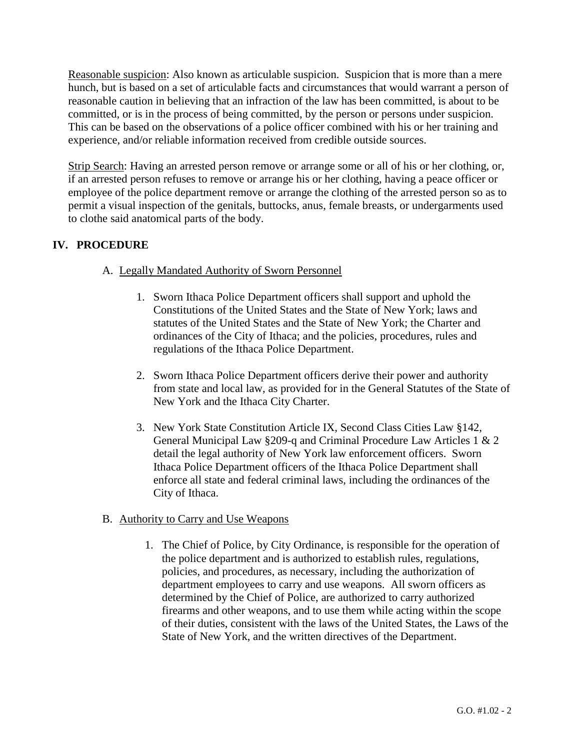Reasonable suspicion: Also known as articulable suspicion. Suspicion that is more than a mere hunch, but is based on a set of articulable facts and circumstances that would warrant a person of reasonable caution in believing that an infraction of the law has been committed, is about to be committed, or is in the process of being committed, by the person or persons under suspicion. This can be based on the observations of a police officer combined with his or her training and experience, and/or reliable information received from credible outside sources.

Strip Search: Having an arrested person remove or arrange some or all of his or her clothing, or, if an arrested person refuses to remove or arrange his or her clothing, having a peace officer or employee of the police department remove or arrange the clothing of the arrested person so as to permit a visual inspection of the genitals, buttocks, anus, female breasts, or undergarments used to clothe said anatomical parts of the body.

## IV. PROCEDURE

### A. Legally Mandated Authority of Sworn Personnel

1. Sworn Ithaca Police Department officers shall support and uphold the Constitutions of the United States and the State of New York; laws and statutes of the United States and the State of New York; the Charter and ordinances of the City of Ithaca; and the policies, procedures, rules and regulations of the Ithaca Police Department.

2. Sworn Ithaca Police Department officers derive their power and authority from state and local law, as provided for in the General Statutes of the State of New York and the Ithaca City Charter.

3. New York State Constitution Article IX, Second Class Cities Law §142, General Municipal Law §209-q and Criminal Procedure Law Articles 1 & 2 detail the legal authority of New York law enforcement officers. Sworn Ithaca Police Department officers of the Ithaca Police Department shall enforce all state and federal criminal laws, including the ordinances of the City of Ithaca.

### B. Authority to Carry and Use Weapons

1. The Chief of Police, by City Ordinance, is responsible for the operation of the police department and is authorized to establish rules, regulations, policies, and procedures, as necessary, including the authorization of department employees to carry and use weapons. All sworn officers as determined by the Chief of Police, are authorized to carry authorized firearms and other weapons, and to use them while acting within the scope of their duties, consistent with the laws of the United States, the Laws of the State of New York, and the written directives of the Department.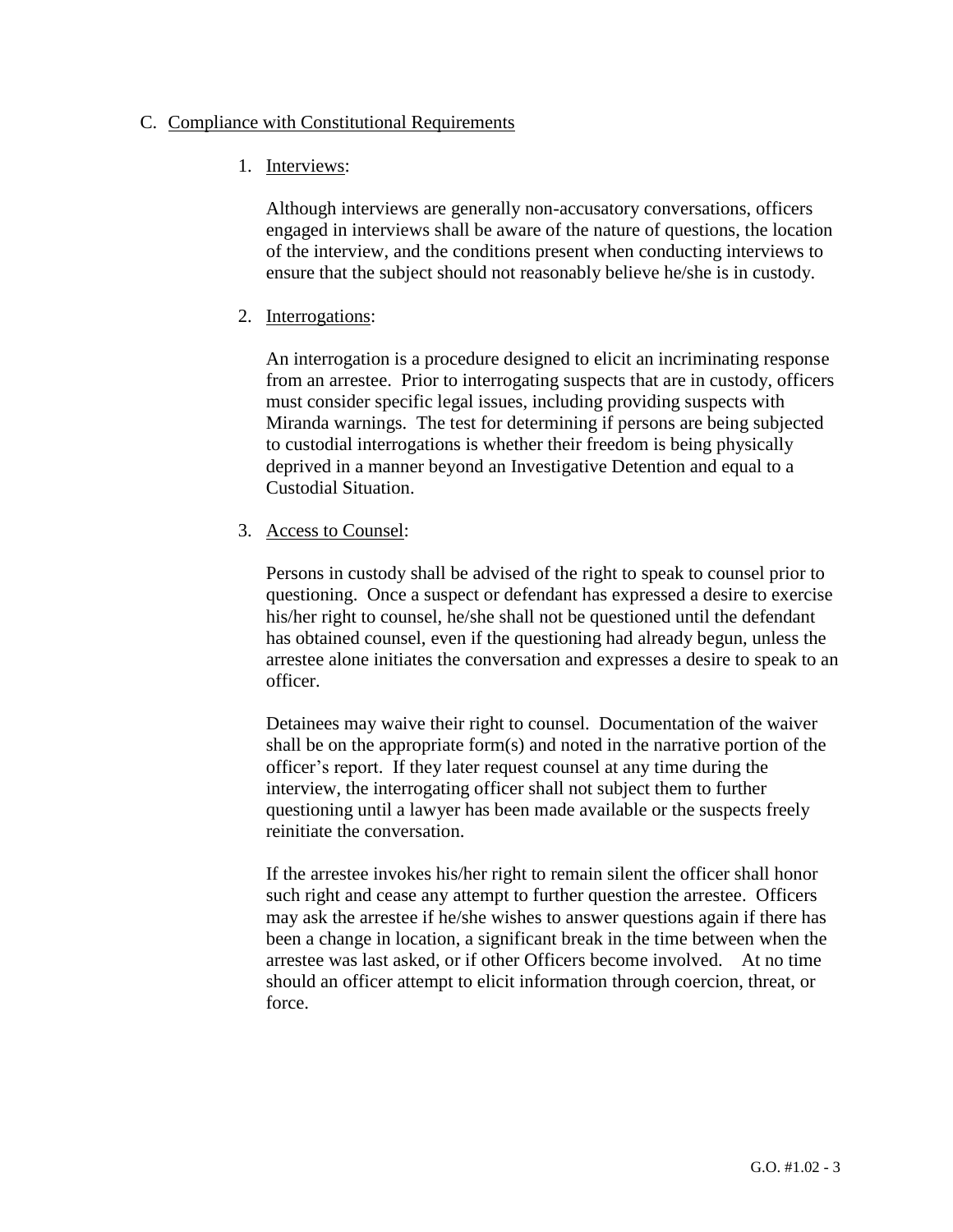## C. Compliance with Constitutional Requirements

### 1. Interviews:

Although interviews are generally non-accusatory conversations, officers engaged in interviews shall be aware of the nature of questions, the location of the interview, and the conditions present when conducting interviews to ensure that the subject should not reasonably believe he/she is in custody.

### 2. Interrogations:

An interrogation is a procedure designed to elicit an incriminating response from an arrestee. Prior to interrogating suspects that are in custody, officers must consider specific legal issues, including providing suspects with Miranda warnings. The test for determining if persons are being subjected to custodial interrogations is whether their freedom is being physically deprived in a manner beyond an Investigative Detention and equal to a Custodial Situation.

### 3. Access to Counsel:

Persons in custody shall be advised of the right to speak to counsel prior to questioning. Once a suspect or defendant has expressed a desire to exercise his/her right to counsel, he/she shall not be questioned until the defendant has obtained counsel, even if the questioning had already begun, unless the arrestee alone initiates the conversation and expresses a desire to speak to an officer.

Detainees may waive their right to counsel. Documentation of the waiver shall be on the appropriate form(s) and noted in the narrative portion of the officer's report. If they later request counsel at any time during the interview, the interrogating officer shall not subject them to further questioning until a lawyer has been made available or the suspects freely reinitiate the conversation.

If the arrestee invokes his/her right to remain silent the officer shall honor such right and cease any attempt to further question the arrestee. Officers may ask the arrestee if he/she wishes to answer questions again if there has been a change in location, a significant break in the time between when the arrestee was last asked, or if other Officers become involved. At no time should an officer attempt to elicit information through coercion, threat, or force.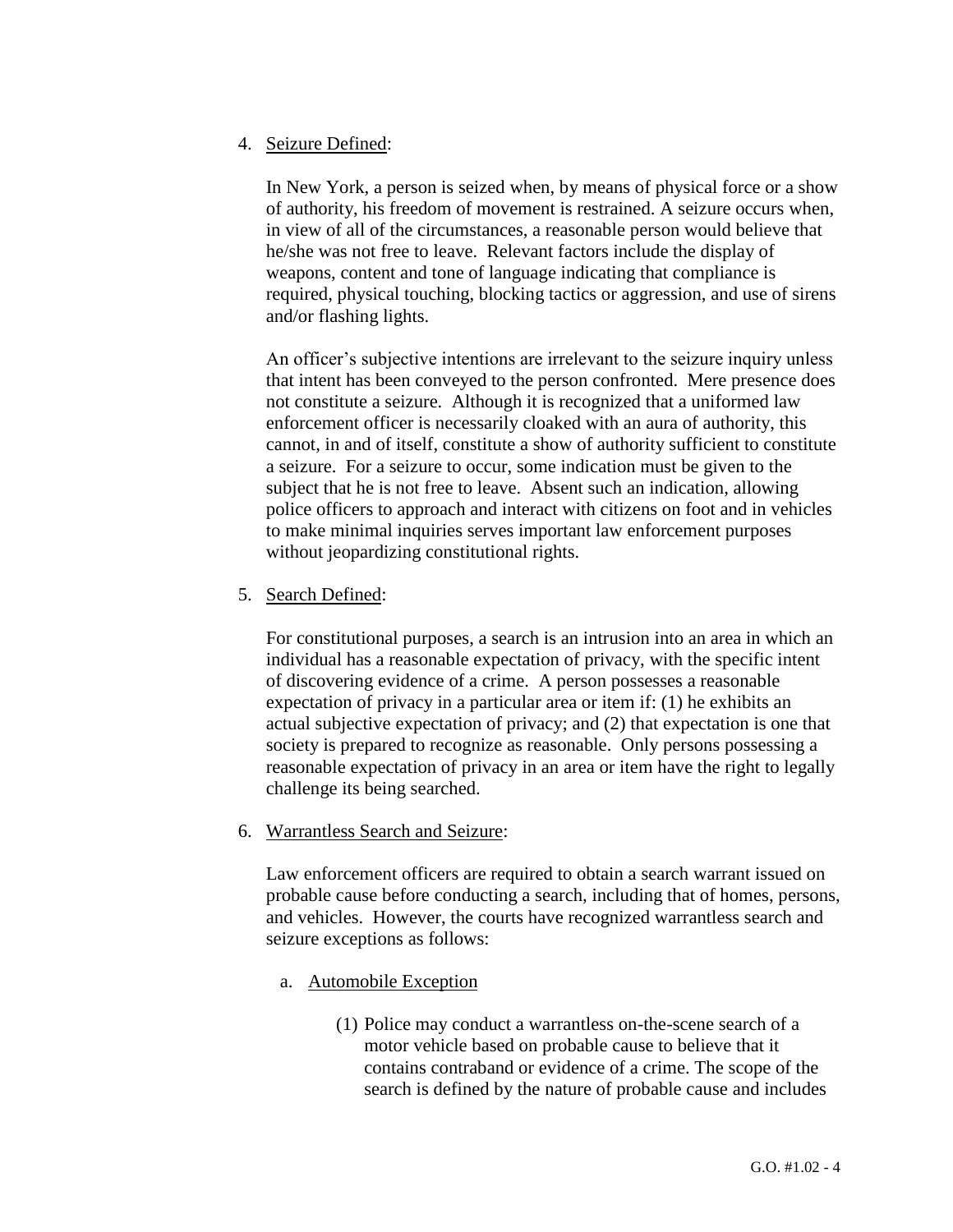4. <u>Seizure Defined</u>:

   In New York, a person is seized when, by means of physical force or a show of authority, his freedom of movement is restrained. A seizure occurs when, in view of all of the circumstances, a reasonable person would believe that he/she was not free to leave. Relevant factors include the display of weapons, content and tone of language indicating that compliance is required, physical touching, blocking tactics or aggression, and use of sirens and/or flashing lights.

   An officer's subjective intentions are irrelevant to the seizure inquiry unless that intent has been conveyed to the person confronted. Mere presence does not constitute a seizure. Although it is recognized that a uniformed law enforcement officer is necessarily cloaked with an aura of authority, this cannot, in and of itself, constitute a show of authority sufficient to constitute a seizure. For a seizure to occur, some indication must be given to the subject that he is not free to leave. Absent such an indication, allowing police officers to approach and interact with citizens on foot and in vehicles to make minimal inquiries serves important law enforcement purposes without jeopardizing constitutional rights.

5. <u>Search Defined</u>:

   For constitutional purposes, a search is an intrusion into an area in which an individual has a reasonable expectation of privacy, with the specific intent of discovering evidence of a crime. A person possesses a reasonable expectation of privacy in a particular area or item if: (1) he exhibits an actual subjective expectation of privacy; and (2) that expectation is one that society is prepared to recognize as reasonable. Only persons possessing a reasonable expectation of privacy in an area or item have the right to legally challenge its being searched.

6. <u>Warrantless Search and Seizure</u>:

   Law enforcement officers are required to obtain a search warrant issued on probable cause before conducting a search, including that of homes, persons, and vehicles. However, the courts have recognized warrantless search and seizure exceptions as follows:

   a. <u>Automobile Exception</u>

      (1) Police may conduct a warrantless on-the-scene search of a motor vehicle based on probable cause to believe that it contains contraband or evidence of a crime. The scope of the search is defined by the nature of probable cause and includes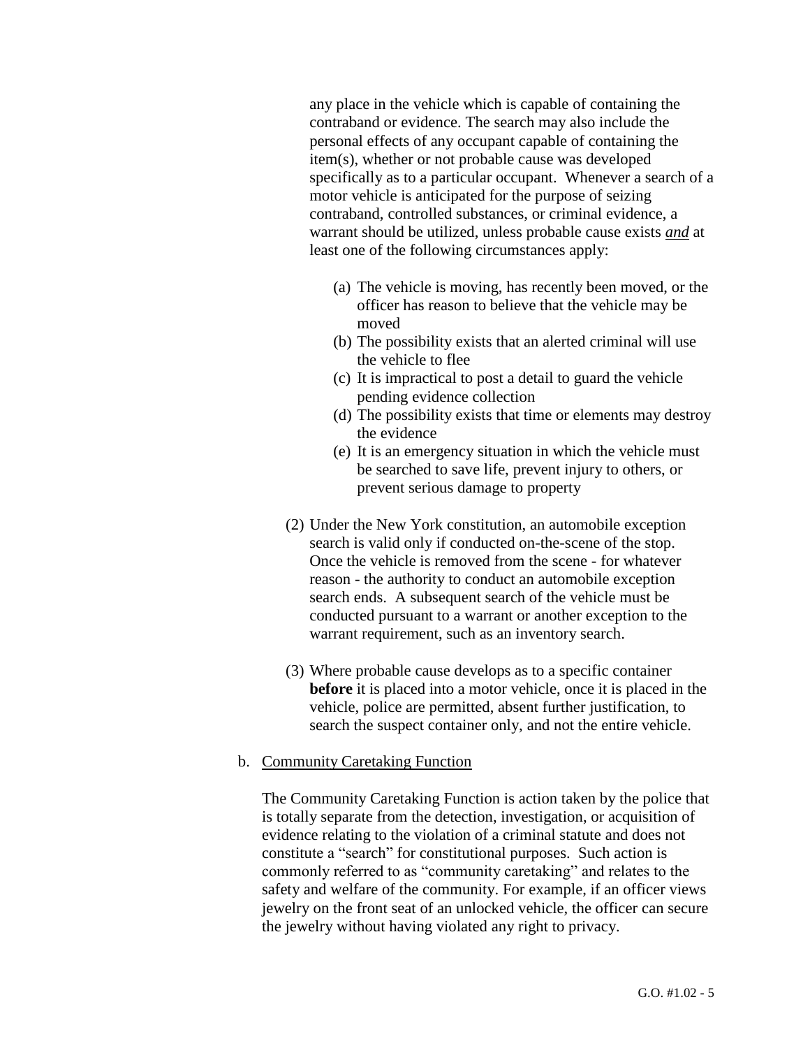any place in the vehicle which is capable of containing the contraband or evidence. The search may also include the personal effects of any occupant capable of containing the item(s), whether or not probable cause was developed specifically as to a particular occupant. Whenever a search of a motor vehicle is anticipated for the purpose of seizing contraband, controlled substances, or criminal evidence, a warrant should be utilized, unless probable cause exists ***and*** at least one of the following circumstances apply:

(a) The vehicle is moving, has recently been moved, or the officer has reason to believe that the vehicle may be moved
(b) The possibility exists that an alerted criminal will use the vehicle to flee
(c) It is impractical to post a detail to guard the vehicle pending evidence collection
(d) The possibility exists that time or elements may destroy the evidence
(e) It is an emergency situation in which the vehicle must be searched to save life, prevent injury to others, or prevent serious damage to property

(2) Under the New York constitution, an automobile exception search is valid only if conducted on-the-scene of the stop. Once the vehicle is removed from the scene - for whatever reason - the authority to conduct an automobile exception search ends. A subsequent search of the vehicle must be conducted pursuant to a warrant or another exception to the warrant requirement, such as an inventory search.

(3) Where probable cause develops as to a specific container **before** it is placed into a motor vehicle, once it is placed in the vehicle, police are permitted, absent further justification, to search the suspect container only, and not the entire vehicle.

b. Community Caretaking Function

The Community Caretaking Function is action taken by the police that is totally separate from the detection, investigation, or acquisition of evidence relating to the violation of a criminal statute and does not constitute a "search" for constitutional purposes. Such action is commonly referred to as "community caretaking" and relates to the safety and welfare of the community. For example, if an officer views jewelry on the front seat of an unlocked vehicle, the officer can secure the jewelry without having violated any right to privacy.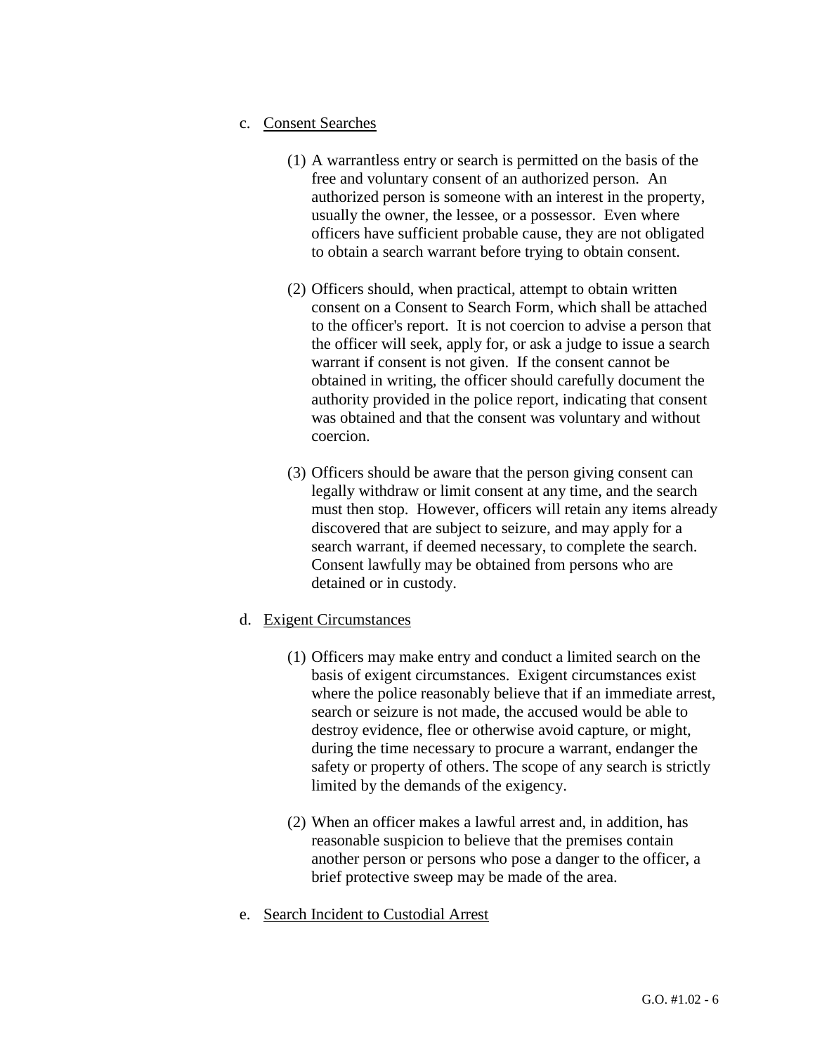c. Consent Searches

(1) A warrantless entry or search is permitted on the basis of the free and voluntary consent of an authorized person. An authorized person is someone with an interest in the property, usually the owner, the lessee, or a possessor. Even where officers have sufficient probable cause, they are not obligated to obtain a search warrant before trying to obtain consent.

(2) Officers should, when practical, attempt to obtain written consent on a Consent to Search Form, which shall be attached to the officer's report. It is not coercion to advise a person that the officer will seek, apply for, or ask a judge to issue a search warrant if consent is not given. If the consent cannot be obtained in writing, the officer should carefully document the authority provided in the police report, indicating that consent was obtained and that the consent was voluntary and without coercion.

(3) Officers should be aware that the person giving consent can legally withdraw or limit consent at any time, and the search must then stop. However, officers will retain any items already discovered that are subject to seizure, and may apply for a search warrant, if deemed necessary, to complete the search. Consent lawfully may be obtained from persons who are detained or in custody.

d. Exigent Circumstances

(1) Officers may make entry and conduct a limited search on the basis of exigent circumstances. Exigent circumstances exist where the police reasonably believe that if an immediate arrest, search or seizure is not made, the accused would be able to destroy evidence, flee or otherwise avoid capture, or might, during the time necessary to procure a warrant, endanger the safety or property of others. The scope of any search is strictly limited by the demands of the exigency.

(2) When an officer makes a lawful arrest and, in addition, has reasonable suspicion to believe that the premises contain another person or persons who pose a danger to the officer, a brief protective sweep may be made of the area.

e. Search Incident to Custodial Arrest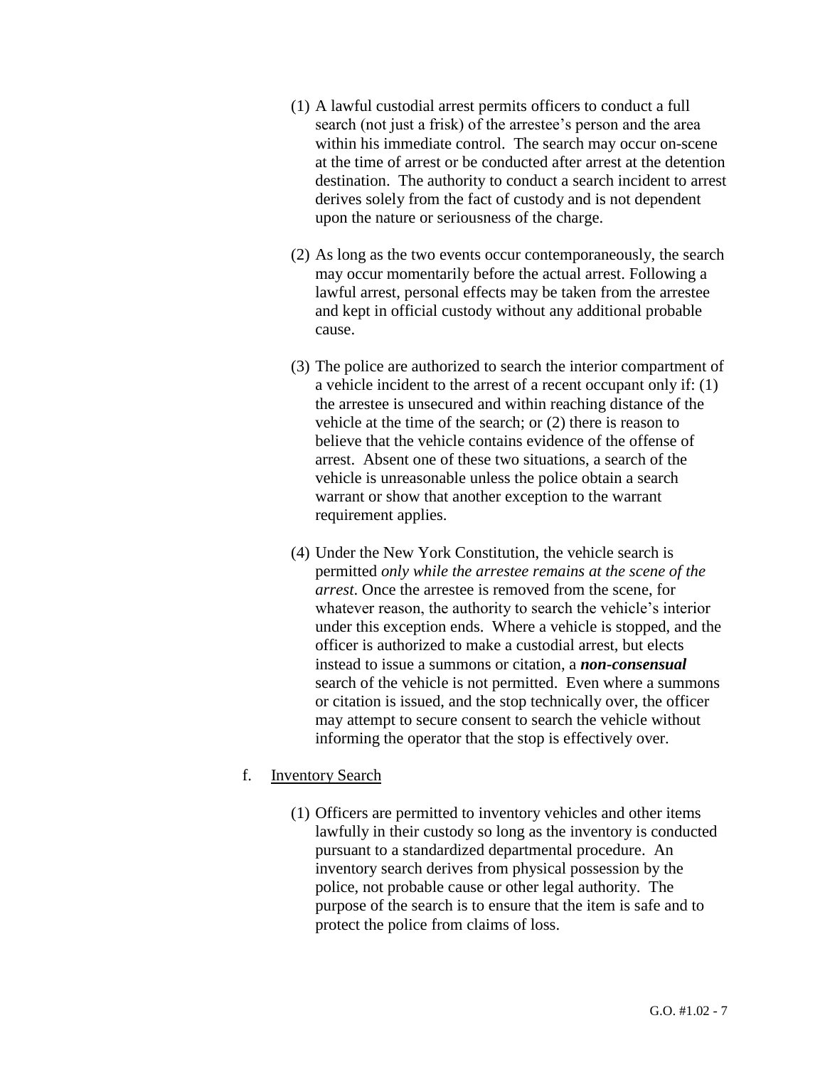(1) A lawful custodial arrest permits officers to conduct a full search (not just a frisk) of the arrestee's person and the area within his immediate control. The search may occur on-scene at the time of arrest or be conducted after arrest at the detention destination. The authority to conduct a search incident to arrest derives solely from the fact of custody and is not dependent upon the nature or seriousness of the charge.

(2) As long as the two events occur contemporaneously, the search may occur momentarily before the actual arrest. Following a lawful arrest, personal effects may be taken from the arrestee and kept in official custody without any additional probable cause.

(3) The police are authorized to search the interior compartment of a vehicle incident to the arrest of a recent occupant only if: (1) the arrestee is unsecured and within reaching distance of the vehicle at the time of the search; or (2) there is reason to believe that the vehicle contains evidence of the offense of arrest. Absent one of these two situations, a search of the vehicle is unreasonable unless the police obtain a search warrant or show that another exception to the warrant requirement applies.

(4) Under the New York Constitution, the vehicle search is permitted *only while the arrestee remains at the scene of the arrest*. Once the arrestee is removed from the scene, for whatever reason, the authority to search the vehicle's interior under this exception ends. Where a vehicle is stopped, and the officer is authorized to make a custodial arrest, but elects instead to issue a summons or citation, a ***non-consensual*** search of the vehicle is not permitted. Even where a summons or citation is issued, and the stop technically over, the officer may attempt to secure consent to search the vehicle without informing the operator that the stop is effectively over.

f. <u>Inventory Search</u>

(1) Officers are permitted to inventory vehicles and other items lawfully in their custody so long as the inventory is conducted pursuant to a standardized departmental procedure. An inventory search derives from physical possession by the police, not probable cause or other legal authority. The purpose of the search is to ensure that the item is safe and to protect the police from claims of loss.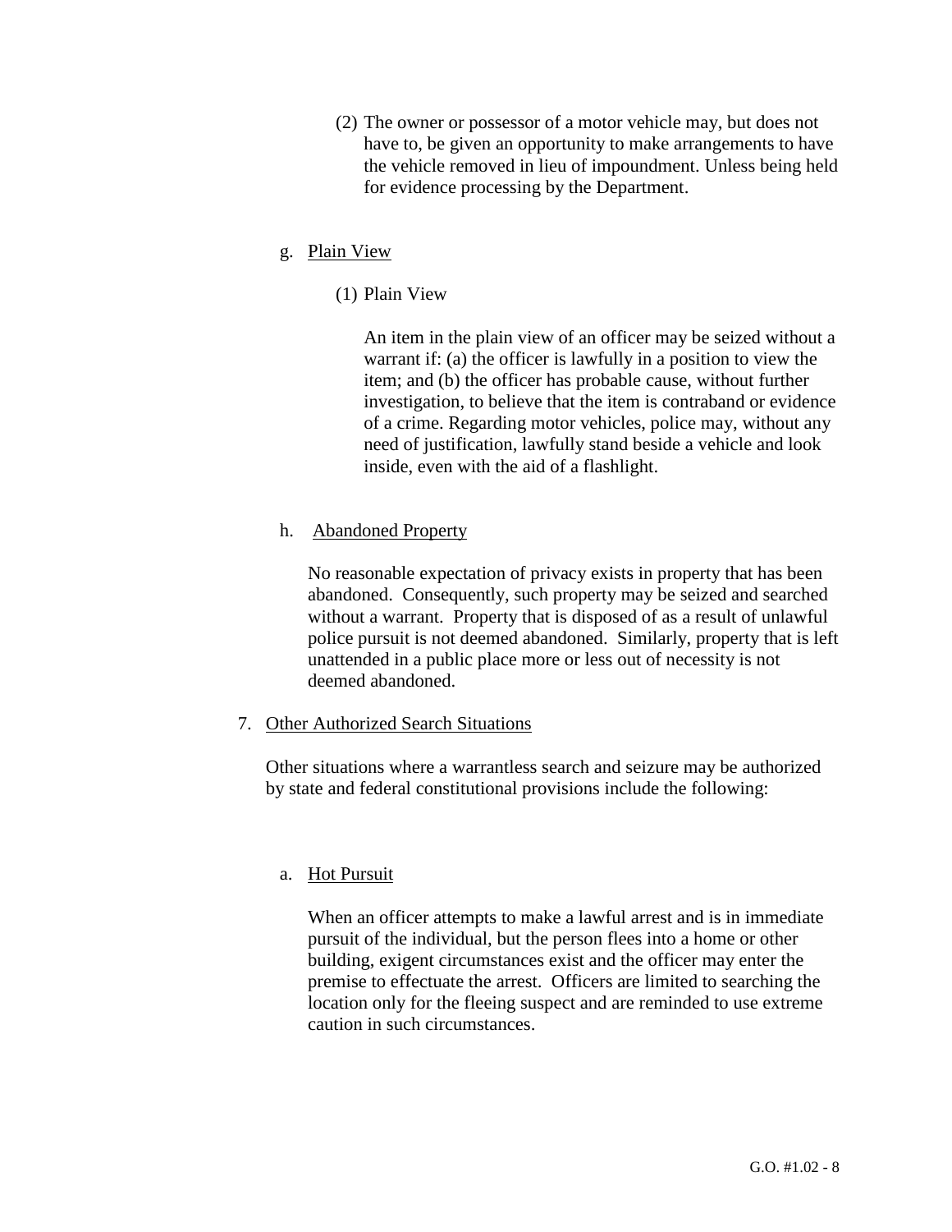(2) The owner or possessor of a motor vehicle may, but does not have to, be given an opportunity to make arrangements to have the vehicle removed in lieu of impoundment. Unless being held for evidence processing by the Department.

g. Plain View

(1) Plain View

An item in the plain view of an officer may be seized without a warrant if: (a) the officer is lawfully in a position to view the item; and (b) the officer has probable cause, without further investigation, to believe that the item is contraband or evidence of a crime. Regarding motor vehicles, police may, without any need of justification, lawfully stand beside a vehicle and look inside, even with the aid of a flashlight.

h. Abandoned Property

No reasonable expectation of privacy exists in property that has been abandoned. Consequently, such property may be seized and searched without a warrant. Property that is disposed of as a result of unlawful police pursuit is not deemed abandoned. Similarly, property that is left unattended in a public place more or less out of necessity is not deemed abandoned.

7. Other Authorized Search Situations

Other situations where a warrantless search and seizure may be authorized by state and federal constitutional provisions include the following:

a. Hot Pursuit

When an officer attempts to make a lawful arrest and is in immediate pursuit of the individual, but the person flees into a home or other building, exigent circumstances exist and the officer may enter the premise to effectuate the arrest. Officers are limited to searching the location only for the fleeing suspect and are reminded to use extreme caution in such circumstances.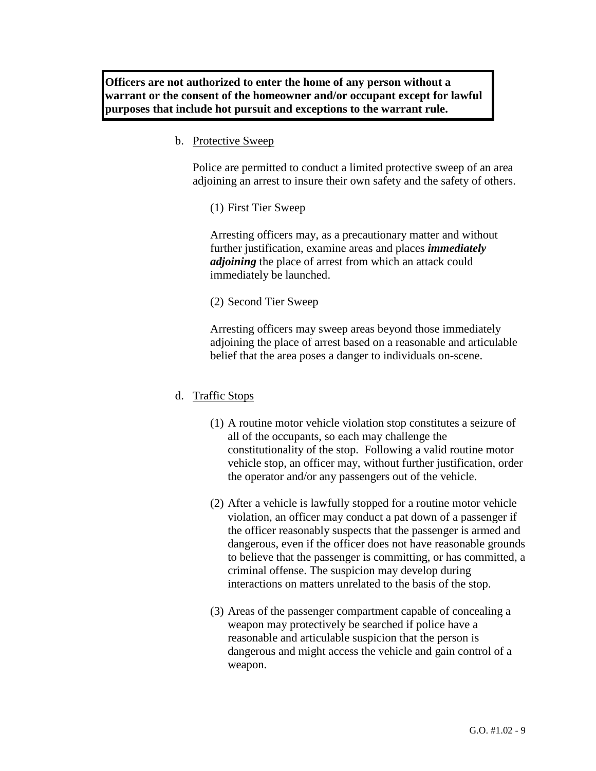**Officers are not authorized to enter the home of any person without a warrant or the consent of the homeowner and/or occupant except for lawful purposes that include hot pursuit and exceptions to the warrant rule.**

b. Protective Sweep

Police are permitted to conduct a limited protective sweep of an area adjoining an arrest to insure their own safety and the safety of others.

(1) First Tier Sweep

Arresting officers may, as a precautionary matter and without further justification, examine areas and places ***immediately adjoining*** the place of arrest from which an attack could immediately be launched.

(2) Second Tier Sweep

Arresting officers may sweep areas beyond those immediately adjoining the place of arrest based on a reasonable and articulable belief that the area poses a danger to individuals on-scene.

d. Traffic Stops

(1) A routine motor vehicle violation stop constitutes a seizure of all of the occupants, so each may challenge the constitutionality of the stop. Following a valid routine motor vehicle stop, an officer may, without further justification, order the operator and/or any passengers out of the vehicle.

(2) After a vehicle is lawfully stopped for a routine motor vehicle violation, an officer may conduct a pat down of a passenger if the officer reasonably suspects that the passenger is armed and dangerous, even if the officer does not have reasonable grounds to believe that the passenger is committing, or has committed, a criminal offense. The suspicion may develop during interactions on matters unrelated to the basis of the stop.

(3) Areas of the passenger compartment capable of concealing a weapon may protectively be searched if police have a reasonable and articulable suspicion that the person is dangerous and might access the vehicle and gain control of a weapon.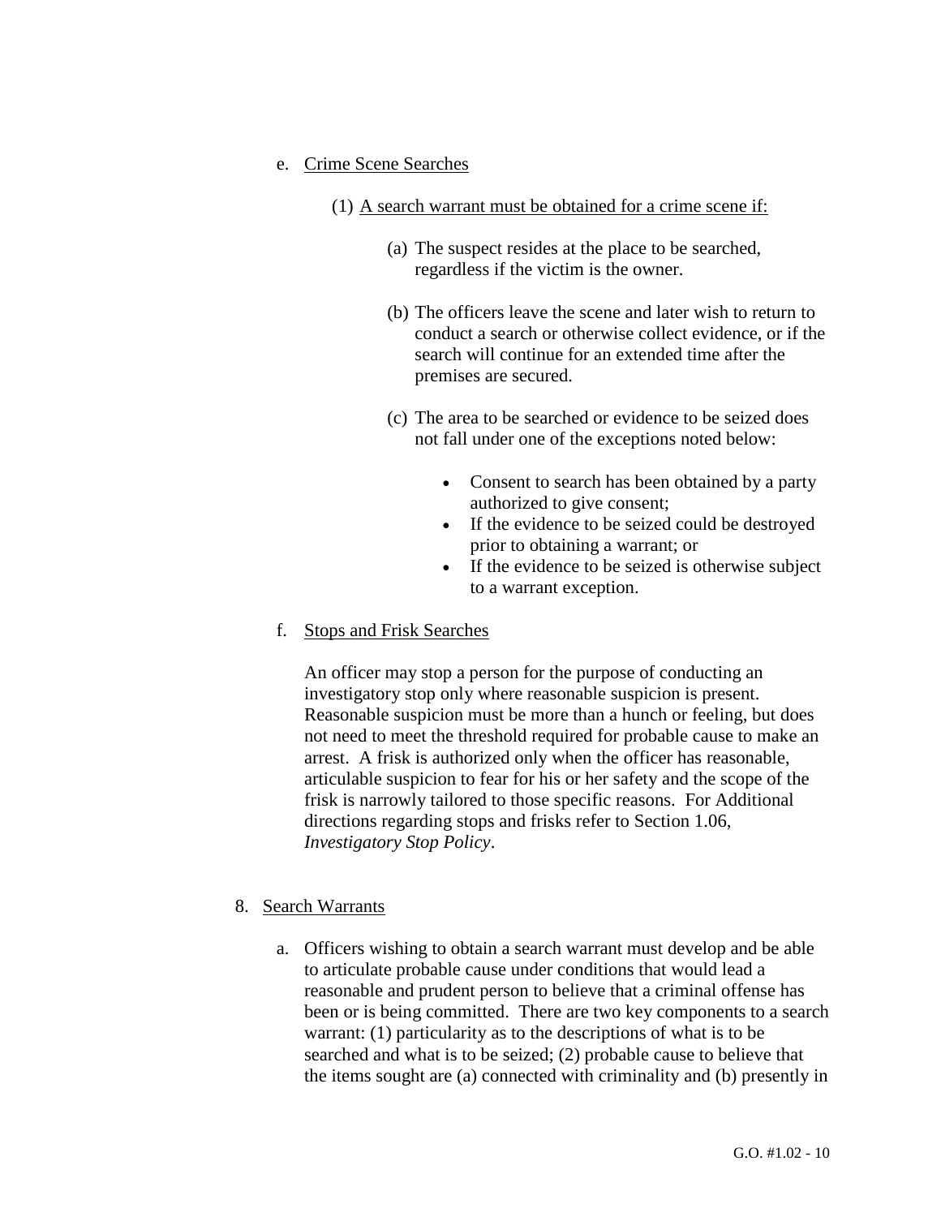e. Crime Scene Searches

(1) A search warrant must be obtained for a crime scene if:

(a) The suspect resides at the place to be searched, regardless if the victim is the owner.

(b) The officers leave the scene and later wish to return to conduct a search or otherwise collect evidence, or if the search will continue for an extended time after the premises are secured.

(c) The area to be searched or evidence to be seized does not fall under one of the exceptions noted below:

- Consent to search has been obtained by a party authorized to give consent;
- If the evidence to be seized could be destroyed prior to obtaining a warrant; or
- If the evidence to be seized is otherwise subject to a warrant exception.

f. Stops and Frisk Searches

An officer may stop a person for the purpose of conducting an investigatory stop only where reasonable suspicion is present. Reasonable suspicion must be more than a hunch or feeling, but does not need to meet the threshold required for probable cause to make an arrest. A frisk is authorized only when the officer has reasonable, articulable suspicion to fear for his or her safety and the scope of the frisk is narrowly tailored to those specific reasons. For Additional directions regarding stops and frisks refer to Section 1.06, *Investigatory Stop Policy*.

8. Search Warrants

a. Officers wishing to obtain a search warrant must develop and be able to articulate probable cause under conditions that would lead a reasonable and prudent person to believe that a criminal offense has been or is being committed. There are two key components to a search warrant: (1) particularity as to the descriptions of what is to be searched and what is to be seized; (2) probable cause to believe that the items sought are (a) connected with criminality and (b) presently in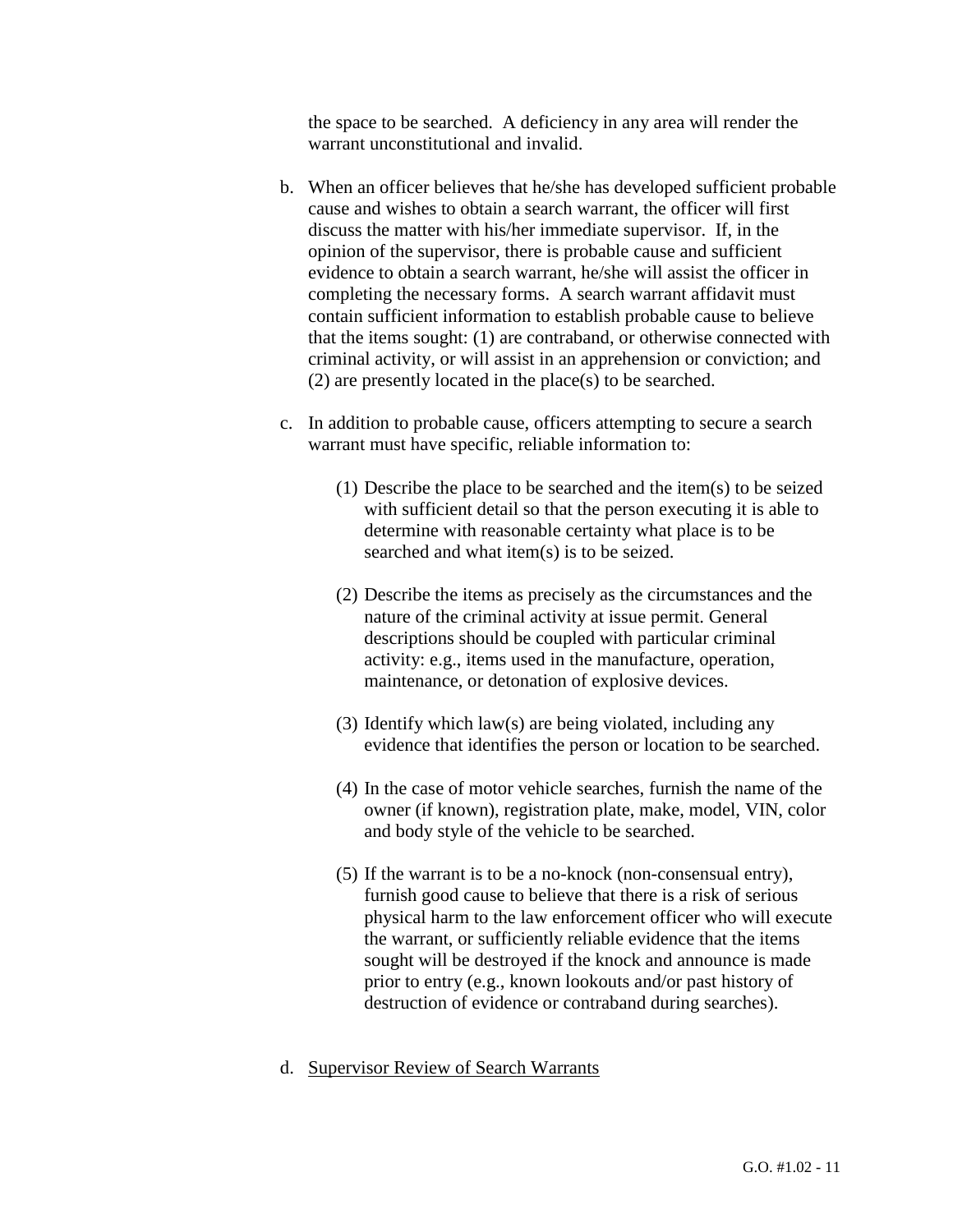the space to be searched. A deficiency in any area will render the warrant unconstitutional and invalid.

b. When an officer believes that he/she has developed sufficient probable cause and wishes to obtain a search warrant, the officer will first discuss the matter with his/her immediate supervisor. If, in the opinion of the supervisor, there is probable cause and sufficient evidence to obtain a search warrant, he/she will assist the officer in completing the necessary forms. A search warrant affidavit must contain sufficient information to establish probable cause to believe that the items sought: (1) are contraband, or otherwise connected with criminal activity, or will assist in an apprehension or conviction; and (2) are presently located in the place(s) to be searched.

c. In addition to probable cause, officers attempting to secure a search warrant must have specific, reliable information to:

   (1) Describe the place to be searched and the item(s) to be seized with sufficient detail so that the person executing it is able to determine with reasonable certainty what place is to be searched and what item(s) is to be seized.

   (2) Describe the items as precisely as the circumstances and the nature of the criminal activity at issue permit. General descriptions should be coupled with particular criminal activity: e.g., items used in the manufacture, operation, maintenance, or detonation of explosive devices.

   (3) Identify which law(s) are being violated, including any evidence that identifies the person or location to be searched.

   (4) In the case of motor vehicle searches, furnish the name of the owner (if known), registration plate, make, model, VIN, color and body style of the vehicle to be searched.

   (5) If the warrant is to be a no-knock (non-consensual entry), furnish good cause to believe that there is a risk of serious physical harm to the law enforcement officer who will execute the warrant, or sufficiently reliable evidence that the items sought will be destroyed if the knock and announce is made prior to entry (e.g., known lookouts and/or past history of destruction of evidence or contraband during searches).

d. Supervisor Review of Search Warrants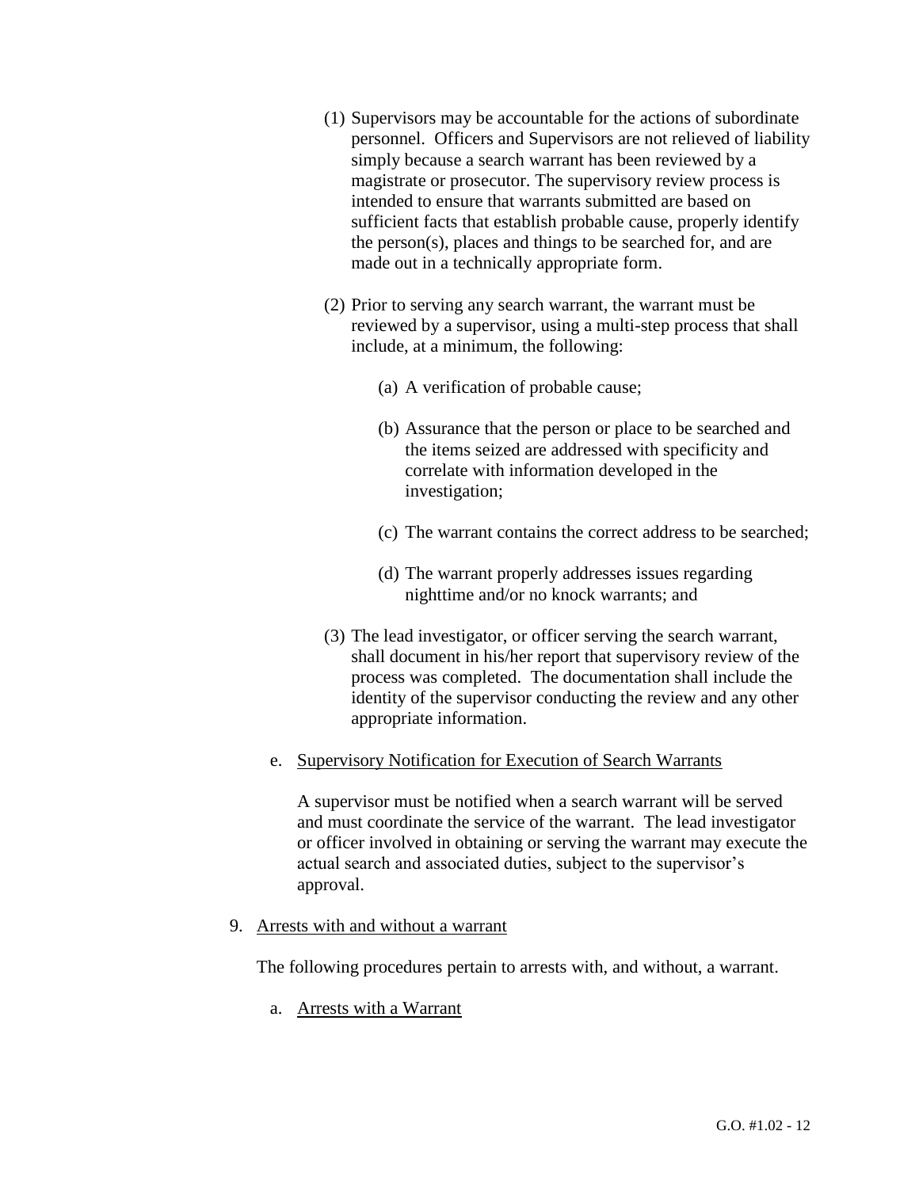(1) Supervisors may be accountable for the actions of subordinate personnel. Officers and Supervisors are not relieved of liability simply because a search warrant has been reviewed by a magistrate or prosecutor. The supervisory review process is intended to ensure that warrants submitted are based on sufficient facts that establish probable cause, properly identify the person(s), places and things to be searched for, and are made out in a technically appropriate form.

(2) Prior to serving any search warrant, the warrant must be reviewed by a supervisor, using a multi-step process that shall include, at a minimum, the following:

(a) A verification of probable cause;

(b) Assurance that the person or place to be searched and the items seized are addressed with specificity and correlate with information developed in the investigation;

(c) The warrant contains the correct address to be searched;

(d) The warrant properly addresses issues regarding nighttime and/or no knock warrants; and

(3) The lead investigator, or officer serving the search warrant, shall document in his/her report that supervisory review of the process was completed. The documentation shall include the identity of the supervisor conducting the review and any other appropriate information.

e. <u>Supervisory Notification for Execution of Search Warrants</u>

A supervisor must be notified when a search warrant will be served and must coordinate the service of the warrant. The lead investigator or officer involved in obtaining or serving the warrant may execute the actual search and associated duties, subject to the supervisor's approval.

9. <u>Arrests with and without a warrant</u>

The following procedures pertain to arrests with, and without, a warrant.

a. <u>Arrests with a Warrant</u>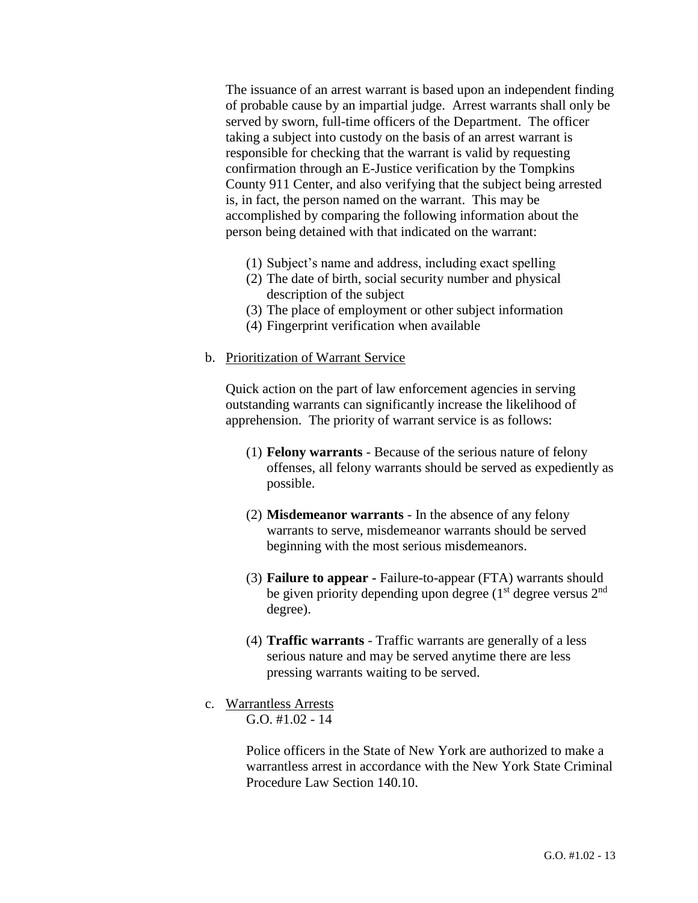The issuance of an arrest warrant is based upon an independent finding of probable cause by an impartial judge. Arrest warrants shall only be served by sworn, full-time officers of the Department. The officer taking a subject into custody on the basis of an arrest warrant is responsible for checking that the warrant is valid by requesting confirmation through an E-Justice verification by the Tompkins County 911 Center, and also verifying that the subject being arrested is, in fact, the person named on the warrant. This may be accomplished by comparing the following information about the person being detained with that indicated on the warrant:

(1) Subject's name and address, including exact spelling
(2) The date of birth, social security number and physical description of the subject
(3) The place of employment or other subject information
(4) Fingerprint verification when available

b. Prioritization of Warrant Service

Quick action on the part of law enforcement agencies in serving outstanding warrants can significantly increase the likelihood of apprehension. The priority of warrant service is as follows:

(1) **Felony warrants** - Because of the serious nature of felony offenses, all felony warrants should be served as expediently as possible.

(2) **Misdemeanor warrants** - In the absence of any felony warrants to serve, misdemeanor warrants should be served beginning with the most serious misdemeanors.

(3) **Failure to appear -** Failure-to-appear (FTA) warrants should be given priority depending upon degree (1st degree versus 2nd degree).

(4) **Traffic warrants** - Traffic warrants are generally of a less serious nature and may be served anytime there are less pressing warrants waiting to be served.

c. Warrantless Arrests

Police officers in the State of New York are authorized to make a warrantless arrest in accordance with the New York State Criminal Procedure Law Section 140.10.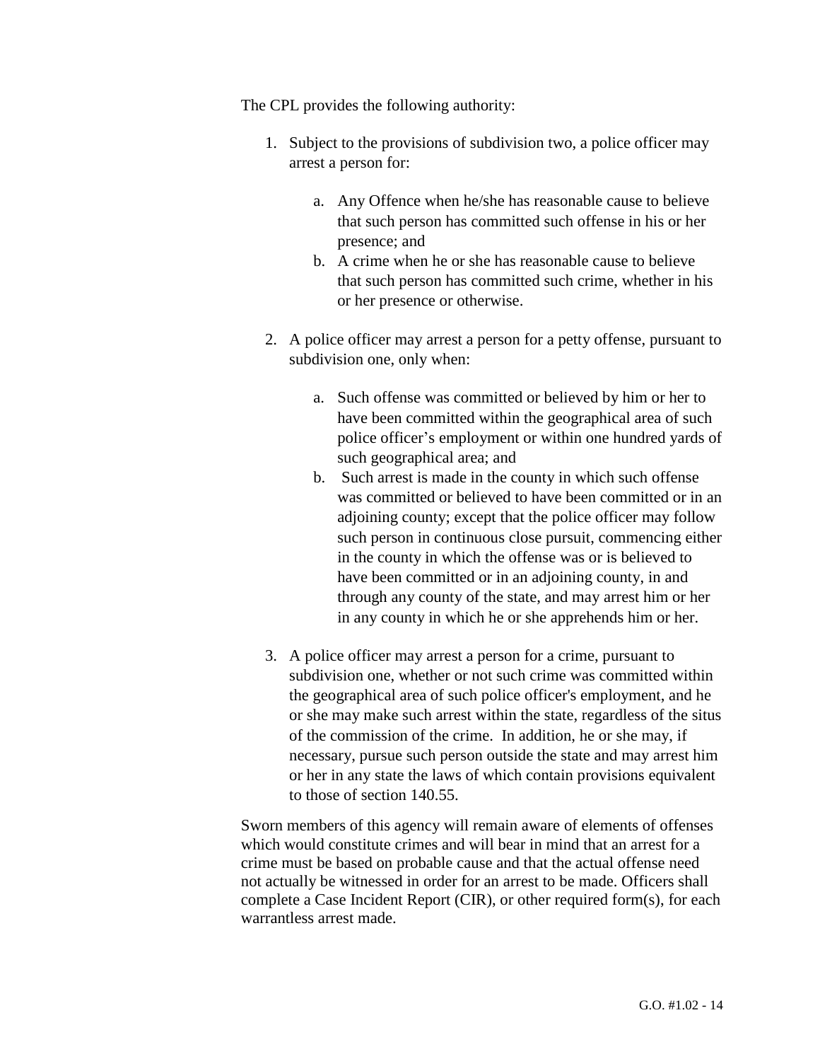The CPL provides the following authority:

1. Subject to the provisions of subdivision two, a police officer may arrest a person for:

    a. Any Offence when he/she has reasonable cause to believe that such person has committed such offense in his or her presence; and
    b. A crime when he or she has reasonable cause to believe that such person has committed such crime, whether in his or her presence or otherwise.

2. A police officer may arrest a person for a petty offense, pursuant to subdivision one, only when:

    a. Such offense was committed or believed by him or her to have been committed within the geographical area of such police officer's employment or within one hundred yards of such geographical area; and
    b. Such arrest is made in the county in which such offense was committed or believed to have been committed or in an adjoining county; except that the police officer may follow such person in continuous close pursuit, commencing either in the county in which the offense was or is believed to have been committed or in an adjoining county, in and through any county of the state, and may arrest him or her in any county in which he or she apprehends him or her.

3. A police officer may arrest a person for a crime, pursuant to subdivision one, whether or not such crime was committed within the geographical area of such police officer's employment, and he or she may make such arrest within the state, regardless of the situs of the commission of the crime. In addition, he or she may, if necessary, pursue such person outside the state and may arrest him or her in any state the laws of which contain provisions equivalent to those of section 140.55.

Sworn members of this agency will remain aware of elements of offenses which would constitute crimes and will bear in mind that an arrest for a crime must be based on probable cause and that the actual offense need not actually be witnessed in order for an arrest to be made. Officers shall complete a Case Incident Report (CIR), or other required form(s), for each warrantless arrest made.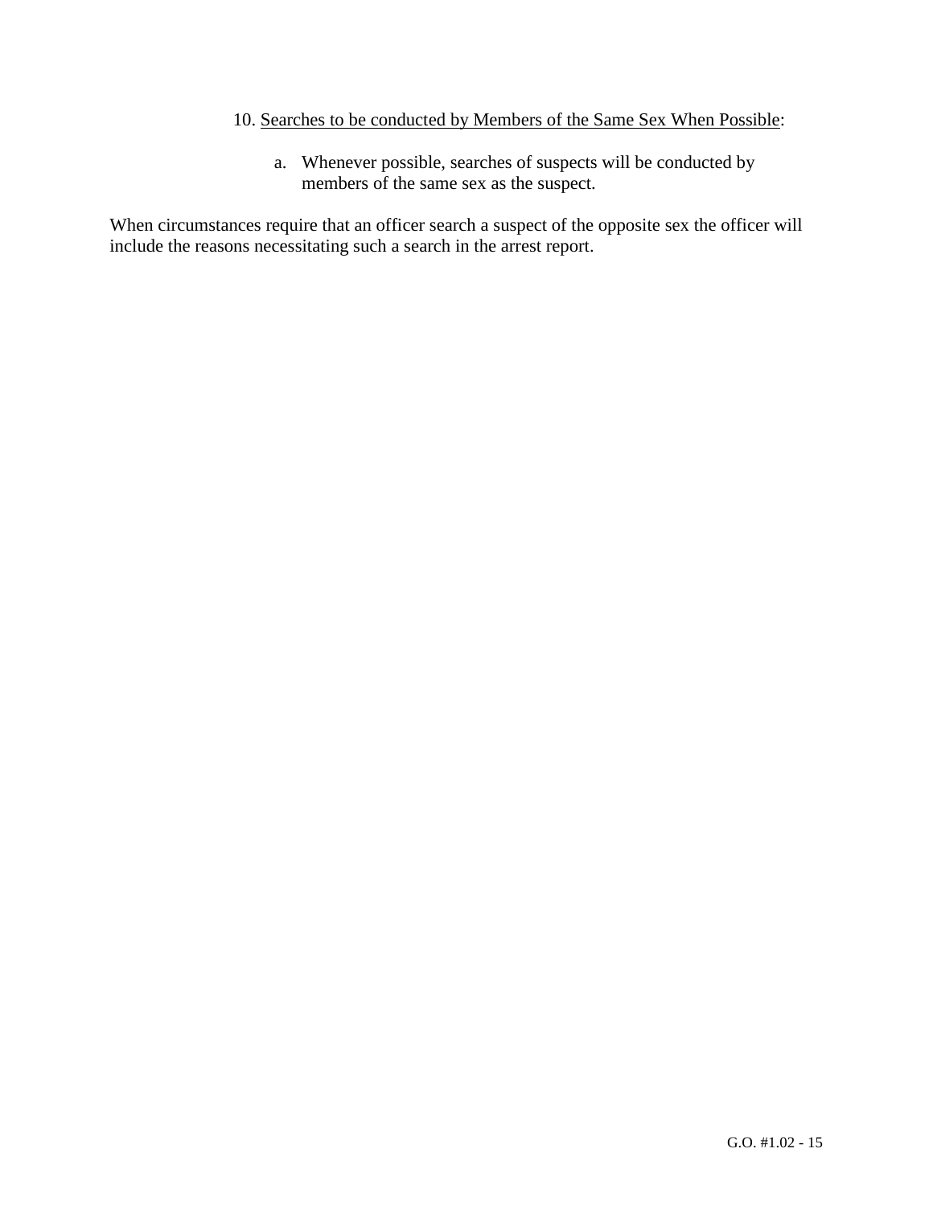10. <u>Searches to be conducted by Members of the Same Sex When Possible</u>:

    a. Whenever possible, searches of suspects will be conducted by members of the same sex as the suspect.

When circumstances require that an officer search a suspect of the opposite sex the officer will include the reasons necessitating such a search in the arrest report.